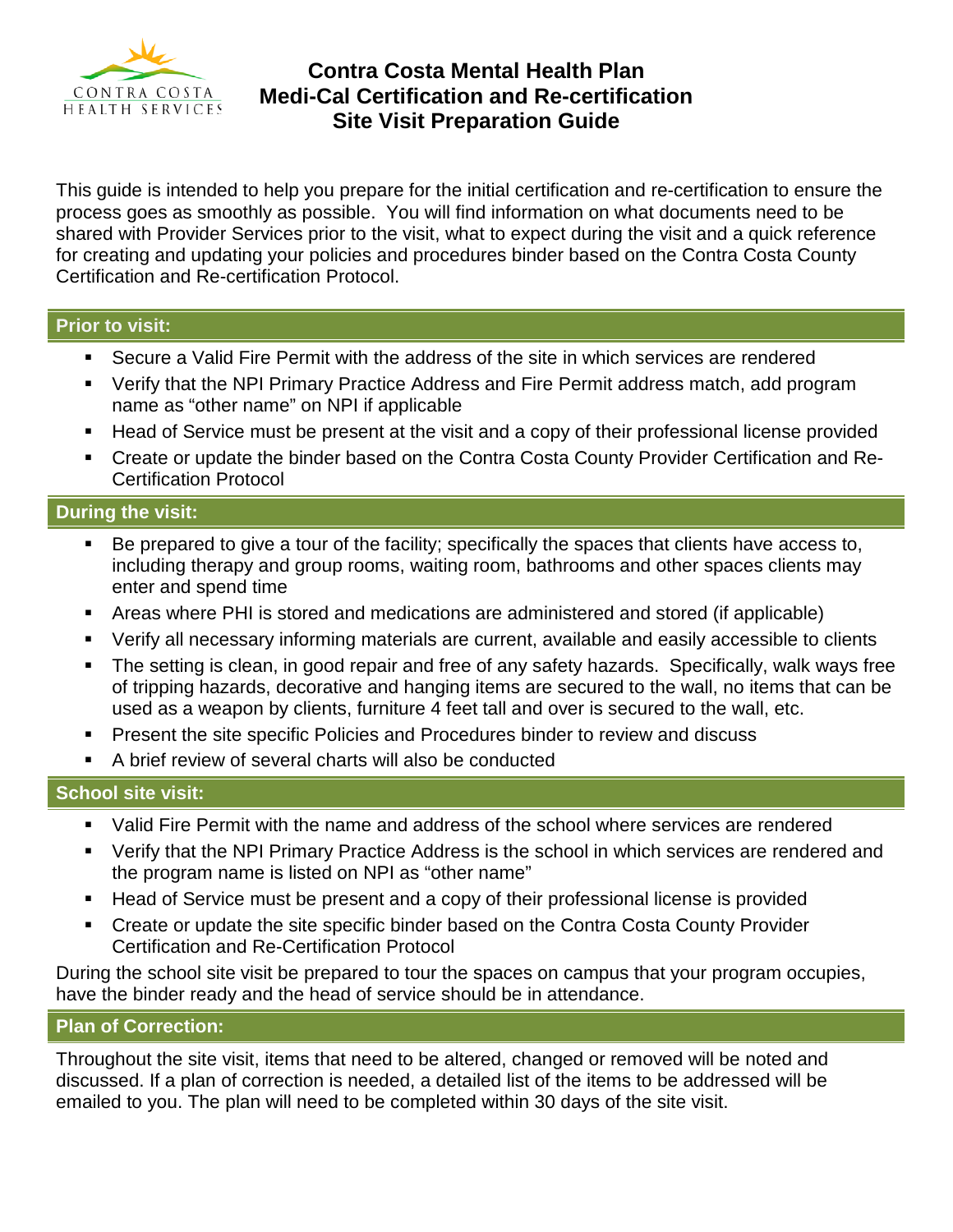# Contra Costa Mental Health Plan
# Medi-Cal Certification and Re-certification
# Site Visit Preparation Guide

This guide is intended to help you prepare for the initial certification and re-certification to ensure the process goes as smoothly as possible. You will find information on what documents need to be shared with Provider Services prior to the visit, what to expect during the visit and a quick reference for creating and updating your policies and procedures binder based on the Contra Costa County Certification and Re-certification Protocol.

## Prior to visit:

- Secure a Valid Fire Permit with the address of the site in which services are rendered
- Verify that the NPI Primary Practice Address and Fire Permit address match, add program name as "other name" on NPI if applicable
- Head of Service must be present at the visit and a copy of their professional license provided
- Create or update the binder based on the Contra Costa County Provider Certification and Re-Certification Protocol

## During the visit:

- Be prepared to give a tour of the facility; specifically the spaces that clients have access to, including therapy and group rooms, waiting room, bathrooms and other spaces clients may enter and spend time
- Areas where PHI is stored and medications are administered and stored (if applicable)
- Verify all necessary informing materials are current, available and easily accessible to clients
- The setting is clean, in good repair and free of any safety hazards. Specifically, walk ways free of tripping hazards, decorative and hanging items are secured to the wall, no items that can be used as a weapon by clients, furniture 4 feet tall and over is secured to the wall, etc.
- Present the site specific Policies and Procedures binder to review and discuss
- A brief review of several charts will also be conducted

## School site visit:

- Valid Fire Permit with the name and address of the school where services are rendered
- Verify that the NPI Primary Practice Address is the school in which services are rendered and the program name is listed on NPI as "other name"
- Head of Service must be present and a copy of their professional license is provided
- Create or update the site specific binder based on the Contra Costa County Provider Certification and Re-Certification Protocol

During the school site visit be prepared to tour the spaces on campus that your program occupies, have the binder ready and the head of service should be in attendance.

## Plan of Correction:

Throughout the site visit, items that need to be altered, changed or removed will be noted and discussed. If a plan of correction is needed, a detailed list of the items to be addressed will be emailed to you. The plan will need to be completed within 30 days of the site visit.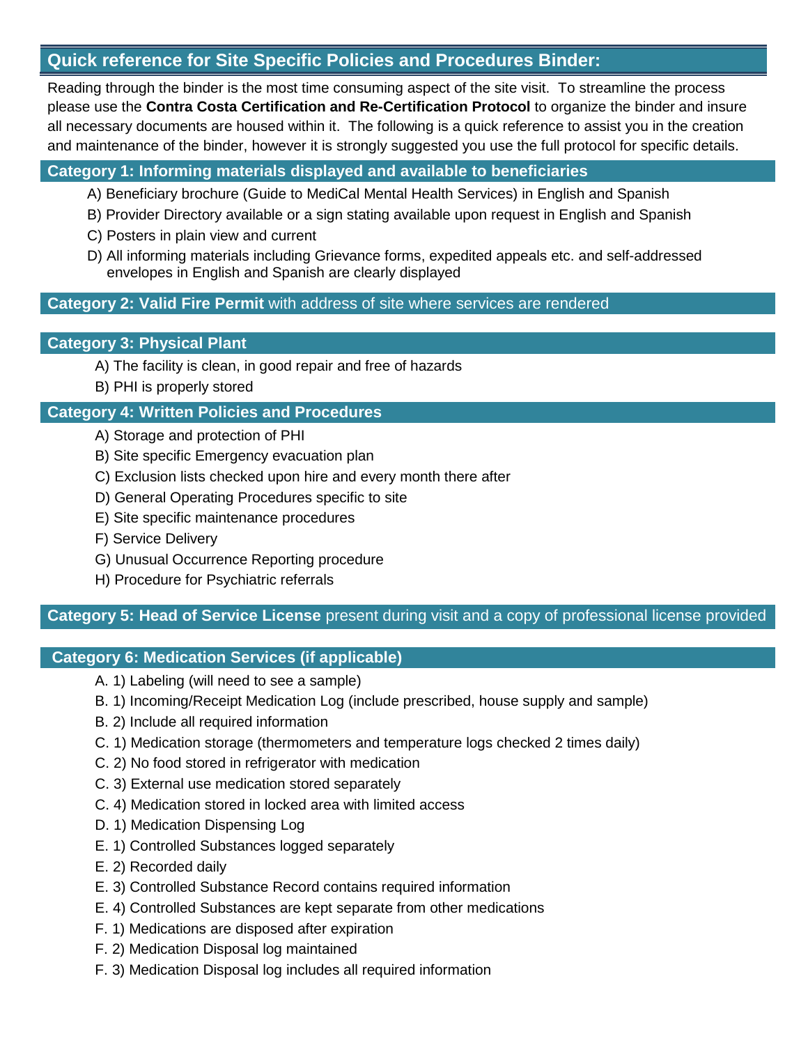## Quick reference for Site Specific Policies and Procedures Binder:

Reading through the binder is the most time consuming aspect of the site visit. To streamline the process please use the **Contra Costa Certification and Re-Certification Protocol** to organize the binder and insure all necessary documents are housed within it. The following is a quick reference to assist you in the creation and maintenance of the binder, however it is strongly suggested you use the full protocol for specific details.

### Category 1: Informing materials displayed and available to beneficiaries

A) Beneficiary brochure (Guide to MediCal Mental Health Services) in English and Spanish

B) Provider Directory available or a sign stating available upon request in English and Spanish

C) Posters in plain view and current

D) All informing materials including Grievance forms, expedited appeals etc. and self-addressed envelopes in English and Spanish are clearly displayed

### Category 2: Valid Fire Permit with address of site where services are rendered

### Category 3: Physical Plant

A) The facility is clean, in good repair and free of hazards

B) PHI is properly stored

### Category 4: Written Policies and Procedures

A) Storage and protection of PHI

B) Site specific Emergency evacuation plan

C) Exclusion lists checked upon hire and every month there after

D) General Operating Procedures specific to site

E) Site specific maintenance procedures

F) Service Delivery

G) Unusual Occurrence Reporting procedure

H) Procedure for Psychiatric referrals

### Category 5: Head of Service License present during visit and a copy of professional license provided

### Category 6: Medication Services (if applicable)

A. 1) Labeling (will need to see a sample)

B. 1) Incoming/Receipt Medication Log (include prescribed, house supply and sample)

B. 2) Include all required information

C. 1) Medication storage (thermometers and temperature logs checked 2 times daily)

C. 2) No food stored in refrigerator with medication

C. 3) External use medication stored separately

C. 4) Medication stored in locked area with limited access

D. 1) Medication Dispensing Log

E. 1) Controlled Substances logged separately

E. 2) Recorded daily

E. 3) Controlled Substance Record contains required information

E. 4) Controlled Substances are kept separate from other medications

F. 1) Medications are disposed after expiration

F. 2) Medication Disposal log maintained

F. 3) Medication Disposal log includes all required information